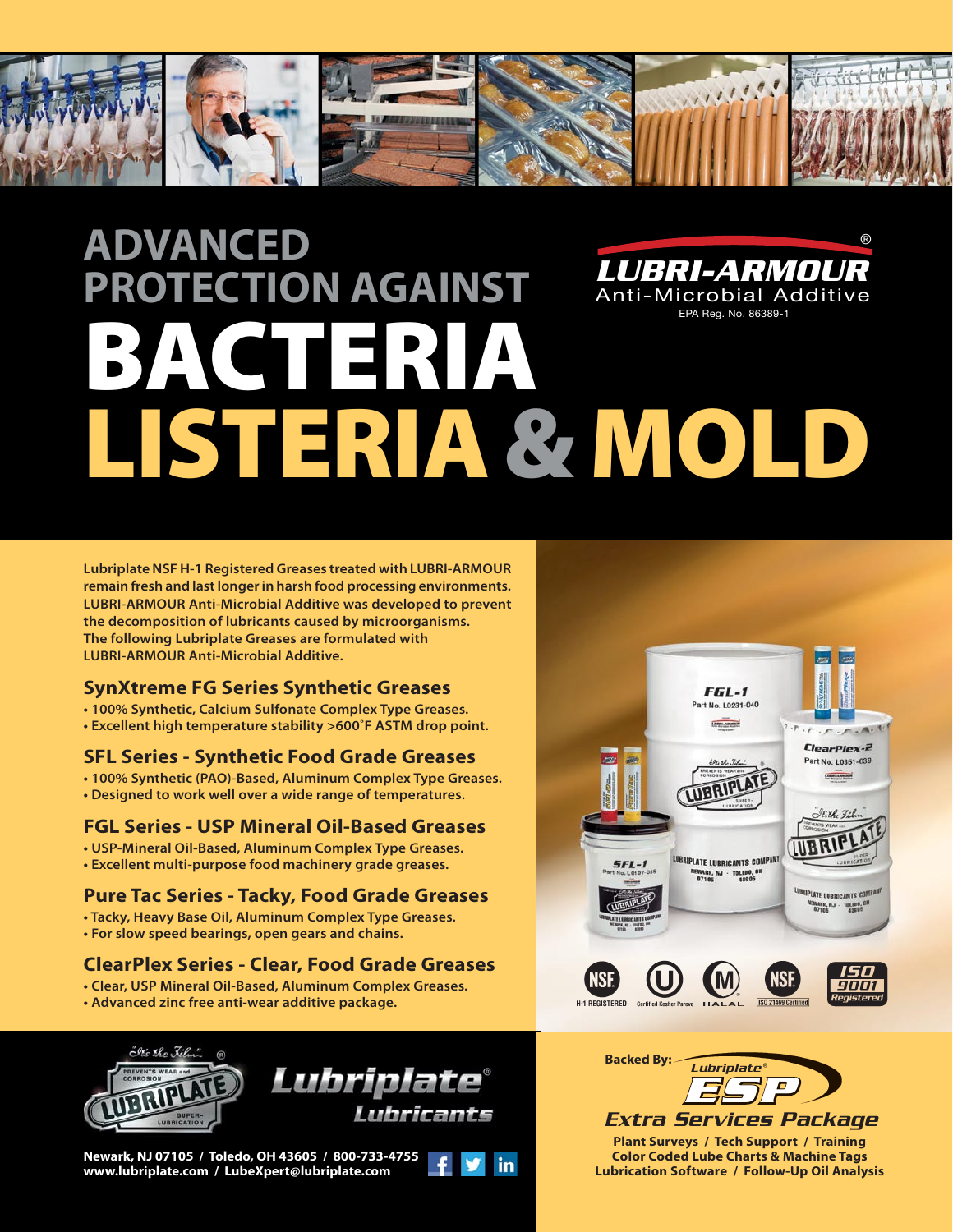# ADVANCED PROTECTION AGAINST BACTERIA LISTERIA & MOLD

**LUBRI-ARMOUR®**
Anti-Microbial Additive
EPA Reg. No. 86389-1

**Lubriplate NSF H-1 Registered Greases treated with LUBRI-ARMOUR remain fresh and last longer in harsh food processing environments. LUBRI-ARMOUR Anti-Microbial Additive was developed to prevent the decomposition of lubricants caused by microorganisms. The following Lubriplate Greases are formulated with LUBRI-ARMOUR Anti-Microbial Additive.**

## SynXtreme FG Series Synthetic Greases

- **100% Synthetic, Calcium Sulfonate Complex Type Greases.**
- **Excellent high temperature stability >600˚F ASTM drop point.**

## SFL Series - Synthetic Food Grade Greases

- **100% Synthetic (PAO)-Based, Aluminum Complex Type Greases.**
- **Designed to work well over a wide range of temperatures.**

## FGL Series - USP Mineral Oil-Based Greases

- **USP-Mineral Oil-Based, Aluminum Complex Type Greases.**
- **Excellent multi-purpose food machinery grade greases.**

## Pure Tac Series - Tacky, Food Grade Greases

- **Tacky, Heavy Base Oil, Aluminum Complex Type Greases.**
- **For slow speed bearings, open gears and chains.**

## ClearPlex Series - Clear, Food Grade Greases

- **Clear, USP Mineral Oil-Based, Aluminum Complex Greases.**
- **Advanced zinc free anti-wear additive package.**

NSF H-1 REGISTERED / Certified Kosher Pareve / HALAL / NSF ISO 21469 Certified / ISO 9001 Registered

**Lubriplate® Lubricants**

**Newark, NJ 07105 / Toledo, OH 43605 / 800-733-4755**
**www.lubriplate.com / LubeXpert@lubriplate.com**

**Backed By:** Lubriplate® ESP

***Extra Services Package***

**Plant Surveys / Tech Support / Training**
**Color Coded Lube Charts & Machine Tags**
**Lubrication Software / Follow-Up Oil Analysis**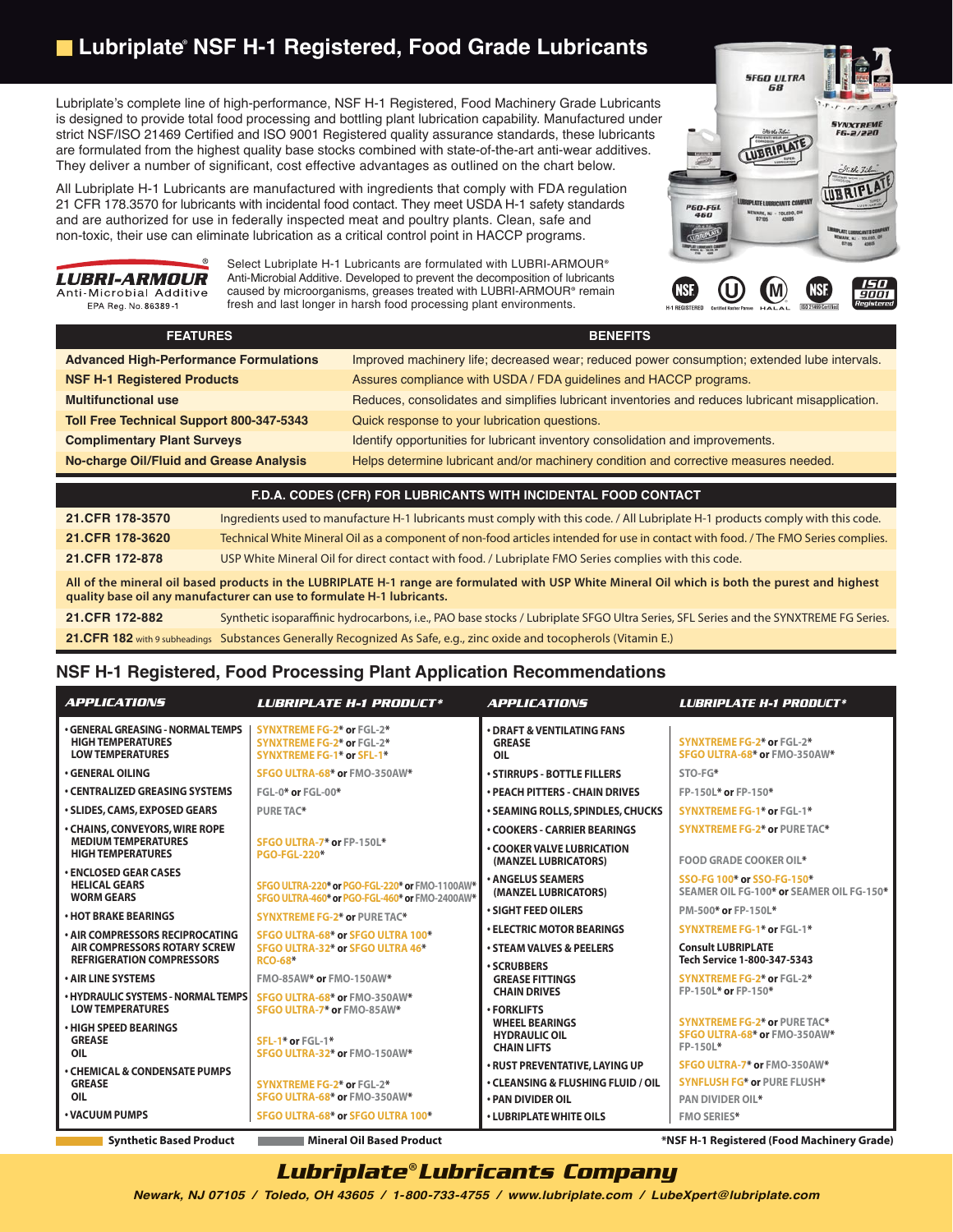# Lubriplate® NSF H-1 Registered, Food Grade Lubricants

Lubriplate's complete line of high-performance, NSF H-1 Registered, Food Machinery Grade Lubricants is designed to provide total food processing and bottling plant lubrication capability. Manufactured under strict NSF/ISO 21469 Certified and ISO 9001 Registered quality assurance standards, these lubricants are formulated from the highest quality base stocks combined with state-of-the-art anti-wear additives. They deliver a number of significant, cost effective advantages as outlined on the chart below.

All Lubriplate H-1 Lubricants are manufactured with ingredients that comply with FDA regulation 21 CFR 178.3570 for lubricants with incidental food contact. They meet USDA H-1 safety standards and are authorized for use in federally inspected meat and poultry plants. Clean, safe and non-toxic, their use can eliminate lubrication as a critical control point in HACCP programs.

**LUBRI-ARMOUR®** Anti-Microbial Additive
EPA Reg. No. 86389-1

Select Lubriplate H-1 Lubricants are formulated with LUBRI-ARMOUR® Anti-Microbial Additive. Developed to prevent the decomposition of lubricants caused by microorganisms, greases treated with LUBRI-ARMOUR® remain fresh and last longer in harsh food processing plant environments.

H-1 REGISTERED · Certified Kosher Pareve · HALAL · ISO 21469 Certified · ISO 9001 Registered

| FEATURES | BENEFITS |
|---|---|
| **Advanced High-Performance Formulations** | Improved machinery life; decreased wear; reduced power consumption; extended lube intervals. |
| **NSF H-1 Registered Products** | Assures compliance with USDA / FDA guidelines and HACCP programs. |
| **Multifunctional use** | Reduces, consolidates and simplifies lubricant inventories and reduces lubricant misapplication. |
| **Toll Free Technical Support 800-347-5343** | Quick response to your lubrication questions. |
| **Complimentary Plant Surveys** | Identify opportunities for lubricant inventory consolidation and improvements. |
| **No-charge Oil/Fluid and Grease Analysis** | Helps determine lubricant and/or machinery condition and corrective measures needed. |

## F.D.A. CODES (CFR) FOR LUBRICANTS WITH INCIDENTAL FOOD CONTACT

| | |
|---|---|
| **21.CFR 178-3570** | Ingredients used to manufacture H-1 lubricants must comply with this code. / All Lubriplate H-1 products comply with this code. |
| **21.CFR 178-3620** | Technical White Mineral Oil as a component of non-food articles intended for use in contact with food. / The FMO Series complies. |
| **21.CFR 172-878** | USP White Mineral Oil for direct contact with food. / Lubriplate FMO Series complies with this code. |

**All of the mineral oil based products in the LUBRIPLATE H-1 range are formulated with USP White Mineral Oil which is both the purest and highest quality base oil any manufacturer can use to formulate H-1 lubricants.**

| | |
|---|---|
| **21.CFR 172-882** | Synthetic isoparaffinic hydrocarbons, i.e., PAO base stocks / Lubriplate SFGO Ultra Series, SFL Series and the SYNXTREME FG Series. |
| **21.CFR 182** with 9 subheadings | Substances Generally Recognized As Safe, e.g., zinc oxide and tocopherols (Vitamin E.) |

## NSF H-1 Registered, Food Processing Plant Application Recommendations

| APPLICATIONS | LUBRIPLATE H-1 PRODUCT* |
|---|---|
| • GENERAL GREASING - NORMAL TEMPS | SYNXTREME FG-2* or FGL-2* |
| HIGH TEMPERATURES | SYNXTREME FG-2* or FGL-2* |
| LOW TEMPERATURES | SYNXTREME FG-1* or SFL-1* |
| • GENERAL OILING | SFGO ULTRA-68* or FMO-350AW* |
| • CENTRALIZED GREASING SYSTEMS | FGL-0* or FGL-00* |
| • SLIDES, CAMS, EXPOSED GEARS | PURE TAC* |
| • CHAINS, CONVEYORS, WIRE ROPE MEDIUM TEMPERATURES | SFGO ULTRA-7* or FP-150L* |
| HIGH TEMPERATURES | PGO-FGL-220* |
| • ENCLOSED GEAR CASES HELICAL GEARS | SFGO ULTRA-220* or PGO-FGL-220* or FMO-1100AW* |
| WORM GEARS | SFGO ULTRA-460* or PGO-FGL-460* or FMO-2400AW* |
| • HOT BRAKE BEARINGS | SYNXTREME FG-2* or PURE TAC* |
| • AIR COMPRESSORS RECIPROCATING | SFGO ULTRA-68* or SFGO ULTRA 100* |
| AIR COMPRESSORS ROTARY SCREW | SFGO ULTRA-32* or SFGO ULTRA 46* |
| REFRIGERATION COMPRESSORS | RCO-68* |
| • AIR LINE SYSTEMS | FMO-85AW* or FMO-150AW* |
| • HYDRAULIC SYSTEMS - NORMAL TEMPS | SFGO ULTRA-68* or FMO-350AW* |
| LOW TEMPERATURES | SFGO ULTRA-7* or FMO-85AW* |
| • HIGH SPEED BEARINGS GREASE | SFL-1* or FGL-1* |
| OIL | SFGO ULTRA-32* or FMO-150AW* |
| • CHEMICAL & CONDENSATE PUMPS GREASE | SYNXTREME FG-2* or FGL-2* |
| OIL | SFGO ULTRA-68* or FMO-350AW* |
| • VACUUM PUMPS | SFGO ULTRA-68* or SFGO ULTRA 100* |
| • DRAFT & VENTILATING FANS GREASE | SYNXTREME FG-2* or FGL-2* |
| OIL | SFGO ULTRA-68* or FMO-350AW* |
| • STIRRUPS - BOTTLE FILLERS | STO-FG* |
| • PEACH PITTERS - CHAIN DRIVES | FP-150L* or FP-150* |
| • SEAMING ROLLS, SPINDLES, CHUCKS | SYNXTREME FG-1* or FGL-1* |
| • COOKERS - CARRIER BEARINGS | SYNXTREME FG-2* or PURE TAC* |
| • COOKER VALVE LUBRICATION (MANZEL LUBRICATORS) | FOOD GRADE COOKER OIL* |
| • ANGELUS SEAMERS (MANZEL LUBRICATORS) | SSO-FG 100* or SSO-FG-150* / SEAMER OIL FG-100* or SEAMER OIL FG-150* |
| • SIGHT FEED OILERS | PM-500* or FP-150L* |
| • ELECTRIC MOTOR BEARINGS | SYNXTREME FG-1* or FGL-1* |
| • STEAM VALVES & PEELERS | Consult LUBRIPLATE Tech Service 1-800-347-5343 |
| • SCRUBBERS GREASE FITTINGS | SYNXTREME FG-2* or FGL-2* |
| CHAIN DRIVES | FP-150L* or FP-150* |
| • FORKLIFTS WHEEL BEARINGS | SYNXTREME FG-2* or PURE TAC* |
| HYDRAULIC OIL | SFGO ULTRA-68* or FMO-350AW* |
| CHAIN LIFTS | FP-150L* |
| • RUST PREVENTATIVE, LAYING UP | SFGO ULTRA-7* or FMO-350AW* |
| • CLEANSING & FLUSHING FLUID / OIL | SYNFLUSH FG* or PURE FLUSH* |
| • PAN DIVIDER OIL | PAN DIVIDER OIL* |
| • LUBRIPLATE WHITE OILS | FMO SERIES* |

Synthetic Based Product · Mineral Oil Based Product · *NSF H-1 Registered (Food Machinery Grade)

**Lubriplate® Lubricants Company**

*Newark, NJ 07105 / Toledo, OH 43605 / 1-800-733-4755 / www.lubriplate.com / LubeXpert@lubriplate.com*